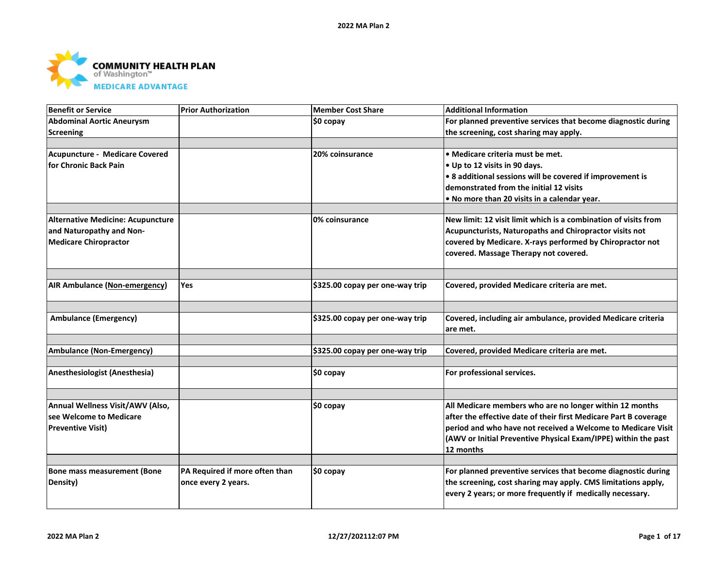COMMUNITY HEALTH PLAN of Washington™ MEDICARE ADVANTAGE

| Benefit or Service | Prior Authorization | Member Cost Share | Additional Information |
| --- | --- | --- | --- |
| Abdominal Aortic Aneurysm Screening | | $0 copay | For planned preventive services that become diagnostic during the screening, cost sharing may apply. |
| Acupuncture - Medicare Covered for Chronic Back Pain | | 20% coinsurance | • Medicare criteria must be met.<br>• Up to 12 visits in 90 days.<br>• 8 additional sessions will be covered if improvement is demonstrated from the initial 12 visits<br>• No more than 20 visits in a calendar year. |
| Alternative Medicine: Acupuncture and Naturopathy and Non-Medicare Chiropractor | | 0% coinsurance | New limit: 12 visit limit which is a combination of visits from Acupuncturists, Naturopaths and Chiropractor visits not covered by Medicare. X-rays performed by Chiropractor not covered. Massage Therapy not covered. |
| AIR Ambulance (Non-emergency) | Yes | $325.00 copay per one-way trip | Covered, provided Medicare criteria are met. |
| Ambulance (Emergency) | | $325.00 copay per one-way trip | Covered, including air ambulance, provided Medicare criteria are met. |
| Ambulance (Non-Emergency) | | $325.00 copay per one-way trip | Covered, provided Medicare criteria are met. |
| Anesthesiologist (Anesthesia) | | $0 copay | For professional services. |
| Annual Wellness Visit/AWV (Also, see Welcome to Medicare Preventive Visit) | | $0 copay | All Medicare members who are no longer within 12 months after the effective date of their first Medicare Part B coverage period and who have not received a Welcome to Medicare Visit (AWV or Initial Preventive Physical Exam/IPPE) within the past 12 months |
| Bone mass measurement (Bone Density) | PA Required if more often than once every 2 years. | $0 copay | For planned preventive services that become diagnostic during the screening, cost sharing may apply. CMS limitations apply, every 2 years; or more frequently if medically necessary. |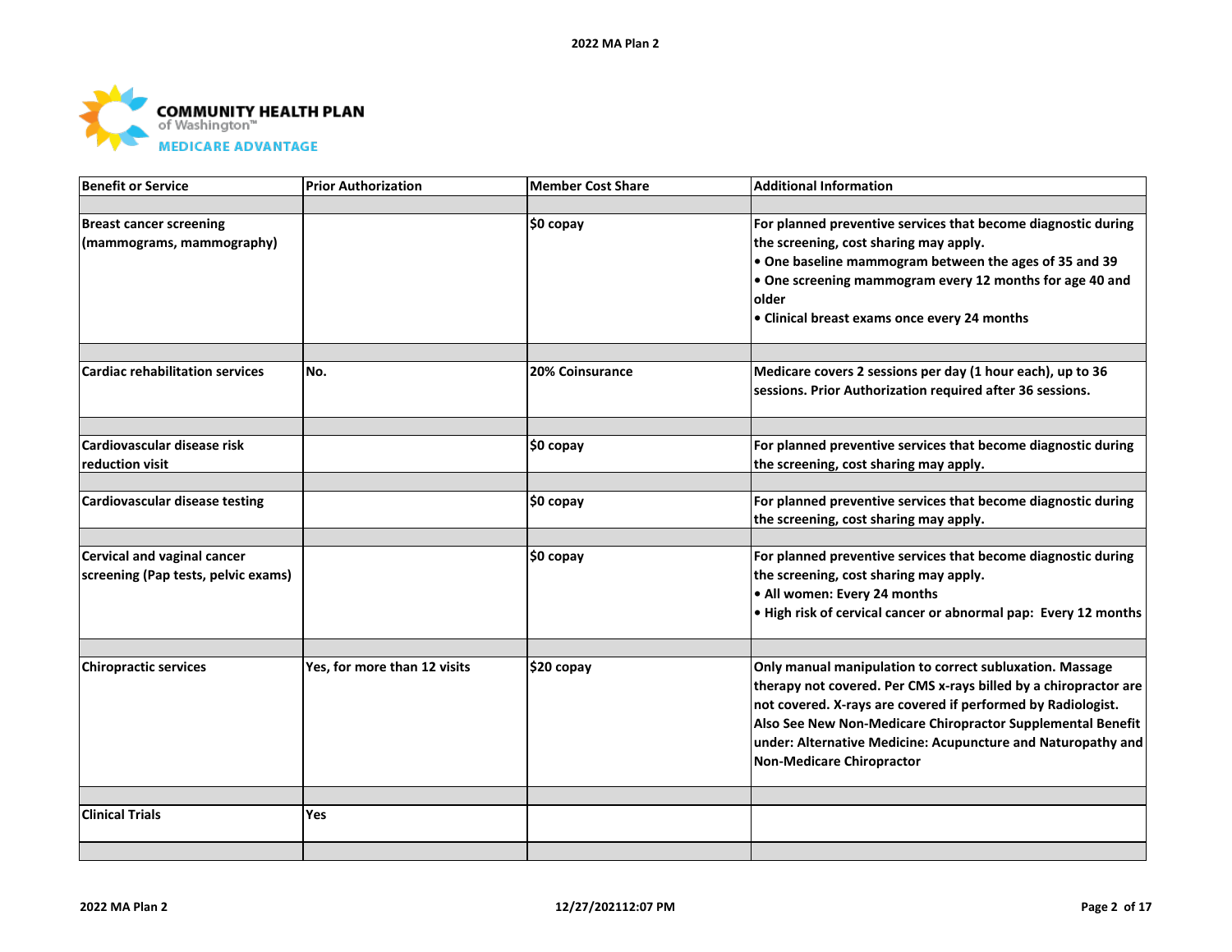COMMUNITY HEALTH PLAN of Washington™ MEDICARE ADVANTAGE

| Benefit or Service | Prior Authorization | Member Cost Share | Additional Information |
|---|---|---|---|
| Breast cancer screening (mammograms, mammography) | | $0 copay | For planned preventive services that become diagnostic during the screening, cost sharing may apply.<br>• One baseline mammogram between the ages of 35 and 39<br>• One screening mammogram every 12 months for age 40 and older<br>• Clinical breast exams once every 24 months |
| Cardiac rehabilitation services | No. | 20% Coinsurance | Medicare covers 2 sessions per day (1 hour each), up to 36 sessions. Prior Authorization required after 36 sessions. |
| Cardiovascular disease risk reduction visit | | $0 copay | For planned preventive services that become diagnostic during the screening, cost sharing may apply. |
| Cardiovascular disease testing | | $0 copay | For planned preventive services that become diagnostic during the screening, cost sharing may apply. |
| Cervical and vaginal cancer screening (Pap tests, pelvic exams) | | $0 copay | For planned preventive services that become diagnostic during the screening, cost sharing may apply.<br>• All women: Every 24 months<br>• High risk of cervical cancer or abnormal pap: Every 12 months |
| Chiropractic services | Yes, for more than 12 visits | $20 copay | Only manual manipulation to correct subluxation. Massage therapy not covered. Per CMS x-rays billed by a chiropractor are not covered. X-rays are covered if performed by Radiologist. Also See New Non-Medicare Chiropractor Supplemental Benefit under: Alternative Medicine: Acupuncture and Naturopathy and Non-Medicare Chiropractor |
| Clinical Trials | Yes | | |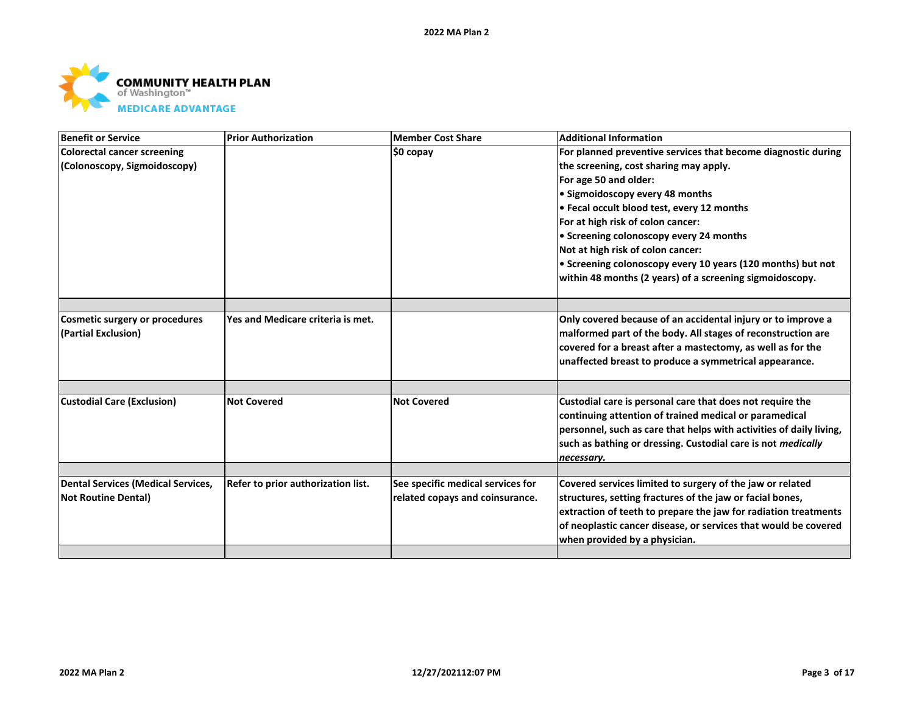| Benefit or Service | Prior Authorization | Member Cost Share | Additional Information |
|---|---|---|---|
| **Colorectal cancer screening (Colonoscopy, Sigmoidoscopy)** | | **$0 copay** | **For planned preventive services that become diagnostic during the screening, cost sharing may apply.**<br>**For age 50 and older:**<br>**• Sigmoidoscopy every 48 months**<br>**• Fecal occult blood test, every 12 months**<br>**For at high risk of colon cancer:**<br>**• Screening colonoscopy every 24 months**<br>**Not at high risk of colon cancer:**<br>**• Screening colonoscopy every 10 years (120 months) but not within 48 months (2 years) of a screening sigmoidoscopy.** |
| | | | |
| **Cosmetic surgery or procedures (Partial Exclusion)** | **Yes and Medicare criteria is met.** | | **Only covered because of an accidental injury or to improve a malformed part of the body. All stages of reconstruction are covered for a breast after a mastectomy, as well as for the unaffected breast to produce a symmetrical appearance.** |
| | | | |
| **Custodial Care (Exclusion)** | **Not Covered** | **Not Covered** | **Custodial care is personal care that does not require the continuing attention of trained medical or paramedical personnel, such as care that helps with activities of daily living, such as bathing or dressing. Custodial care is not *medically necessary.*** |
| | | | |
| **Dental Services (Medical Services, Not Routine Dental)** | **Refer to prior authorization list.** | **See specific medical services for related copays and coinsurance.** | **Covered services limited to surgery of the jaw or related structures, setting fractures of the jaw or facial bones, extraction of teeth to prepare the jaw for radiation treatments of neoplastic cancer disease, or services that would be covered when provided by a physician.** |
| | | | |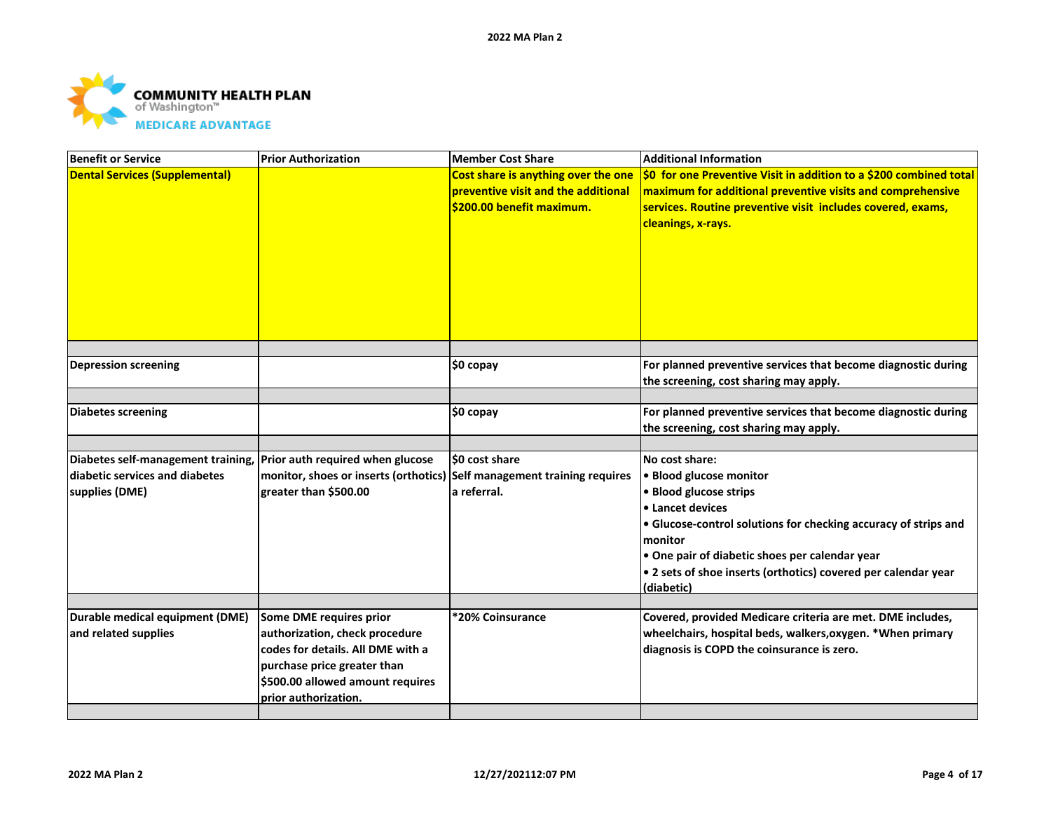| Benefit or Service | Prior Authorization | Member Cost Share | Additional Information |
|---|---|---|---|
| **Dental Services (Supplemental)** | | **Cost share is anything over the one preventive visit and the additional $200.00 benefit maximum.** | **$0 for one Preventive Visit in addition to a $200 combined total maximum for additional preventive visits and comprehensive services. Routine preventive visit includes covered, exams, cleanings, x-rays.** |
| | | | |
| Depression screening | | $0 copay | For planned preventive services that become diagnostic during the screening, cost sharing may apply. |
| | | | |
| Diabetes screening | | $0 copay | For planned preventive services that become diagnostic during the screening, cost sharing may apply. |
| | | | |
| Diabetes self-management training, diabetic services and diabetes supplies (DME) | Prior auth required when glucose monitor, shoes or inserts (orthotics) greater than $500.00 | $0 cost share<br>Self management training requires a referral. | No cost share:<br>• Blood glucose monitor<br>• Blood glucose strips<br>• Lancet devices<br>• Glucose-control solutions for checking accuracy of strips and monitor<br>• One pair of diabetic shoes per calendar year<br>• 2 sets of shoe inserts (orthotics) covered per calendar year (diabetic) |
| | | | |
| Durable medical equipment (DME) and related supplies | Some DME requires prior authorization, check procedure codes for details. All DME with a purchase price greater than $500.00 allowed amount requires prior authorization. | *20% Coinsurance | Covered, provided Medicare criteria are met. DME includes, wheelchairs, hospital beds, walkers,oxygen. *When primary diagnosis is COPD the coinsurance is zero. |
| | | | |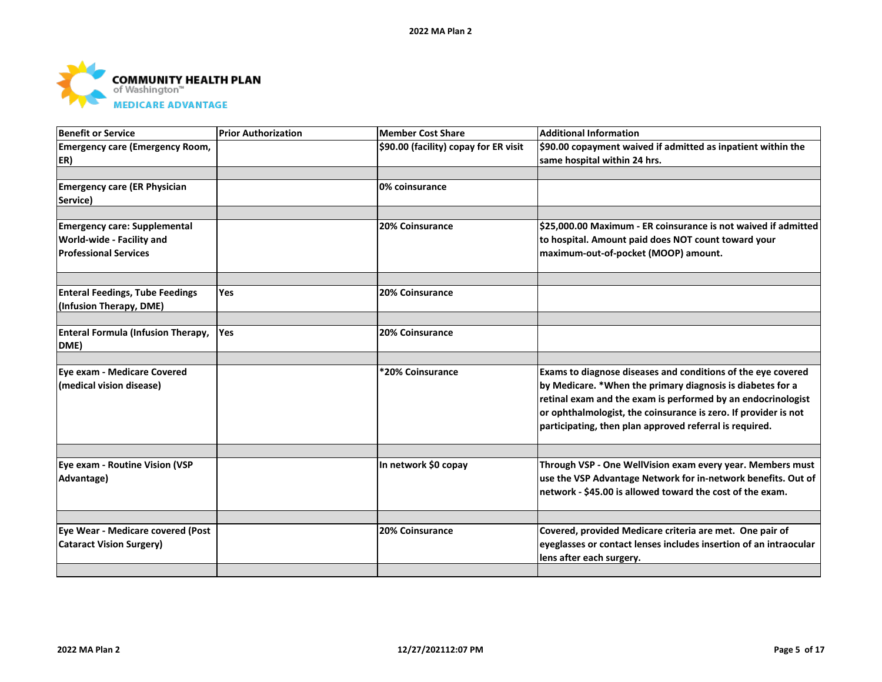| Benefit or Service | Prior Authorization | Member Cost Share | Additional Information |
|---|---|---|---|
| Emergency care (Emergency Room, ER) | | $90.00 (facility) copay for ER visit | $90.00 copayment waived if admitted as inpatient within the same hospital within 24 hrs. |
| | | | |
| Emergency care (ER Physician Service) | | 0% coinsurance | |
| | | | |
| Emergency care: Supplemental World-wide - Facility and Professional Services | | 20% Coinsurance | $25,000.00 Maximum - ER coinsurance is not waived if admitted to hospital. Amount paid does NOT count toward your maximum-out-of-pocket (MOOP) amount. |
| | | | |
| Enteral Feedings, Tube Feedings (Infusion Therapy, DME) | Yes | 20% Coinsurance | |
| | | | |
| Enteral Formula (Infusion Therapy, DME) | Yes | 20% Coinsurance | |
| | | | |
| Eye exam - Medicare Covered (medical vision disease) | | *20% Coinsurance | Exams to diagnose diseases and conditions of the eye covered by Medicare. *When the primary diagnosis is diabetes for a retinal exam and the exam is performed by an endocrinologist or ophthalmologist, the coinsurance is zero. If provider is not participating, then plan approved referral is required. |
| | | | |
| Eye exam - Routine Vision (VSP Advantage) | | In network $0 copay | Through VSP - One WellVision exam every year. Members must use the VSP Advantage Network for in-network benefits. Out of network - $45.00 is allowed toward the cost of the exam. |
| | | | |
| Eye Wear - Medicare covered (Post Cataract Vision Surgery) | | 20% Coinsurance | Covered, provided Medicare criteria are met. One pair of eyeglasses or contact lenses includes insertion of an intraocular lens after each surgery. |
| | | | |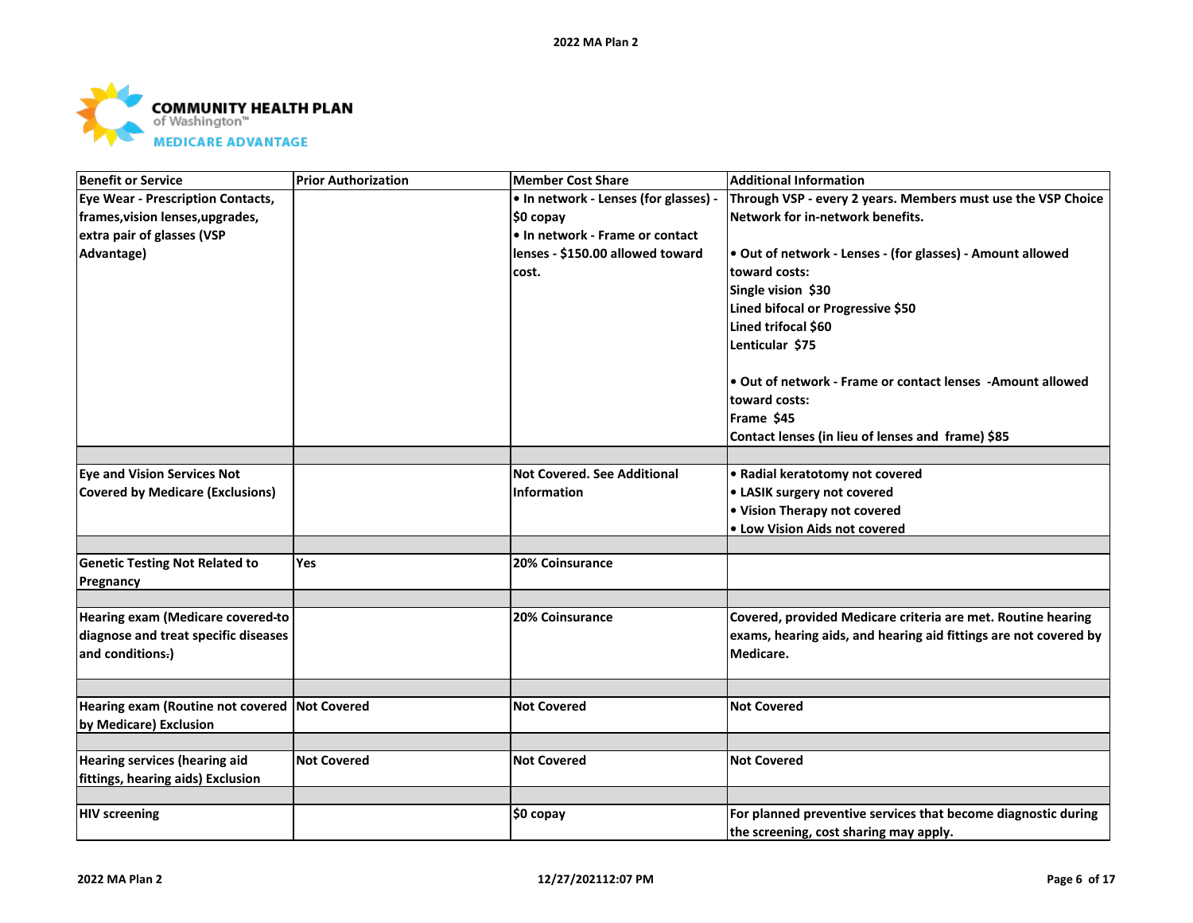**COMMUNITY HEALTH PLAN** of Washington™
**MEDICARE ADVANTAGE**

| Benefit or Service | Prior Authorization | Member Cost Share | Additional Information |
|---|---|---|---|
| Eye Wear - Prescription Contacts, frames,vision lenses,upgrades, extra pair of glasses (VSP Advantage) | | • In network - Lenses (for glasses) - $0 copay<br>• In network - Frame or contact lenses - $150.00 allowed toward cost. | Through VSP - every 2 years. Members must use the VSP Choice Network for in-network benefits.<br><br>• Out of network - Lenses - (for glasses) - Amount allowed toward costs:<br>Single vision $30<br>Lined bifocal or Progressive $50<br>Lined trifocal $60<br>Lenticular $75<br><br>• Out of network - Frame or contact lenses -Amount allowed toward costs:<br>Frame $45<br>Contact lenses (in lieu of lenses and frame) $85 |
| | | | |
| Eye and Vision Services Not Covered by Medicare (Exclusions) | | Not Covered. See Additional Information | • Radial keratotomy not covered<br>• LASIK surgery not covered<br>• Vision Therapy not covered<br>• Low Vision Aids not covered |
| | | | |
| Genetic Testing Not Related to Pregnancy | Yes | 20% Coinsurance | |
| | | | |
| Hearing exam (Medicare covered-to diagnose and treat specific diseases and conditions.) | | 20% Coinsurance | Covered, provided Medicare criteria are met. Routine hearing exams, hearing aids, and hearing aid fittings are not covered by Medicare. |
| | | | |
| Hearing exam (Routine not covered by Medicare) Exclusion | Not Covered | Not Covered | Not Covered |
| | | | |
| Hearing services (hearing aid fittings, hearing aids) Exclusion | Not Covered | Not Covered | Not Covered |
| | | | |
| HIV screening | | $0 copay | For planned preventive services that become diagnostic during the screening, cost sharing may apply. |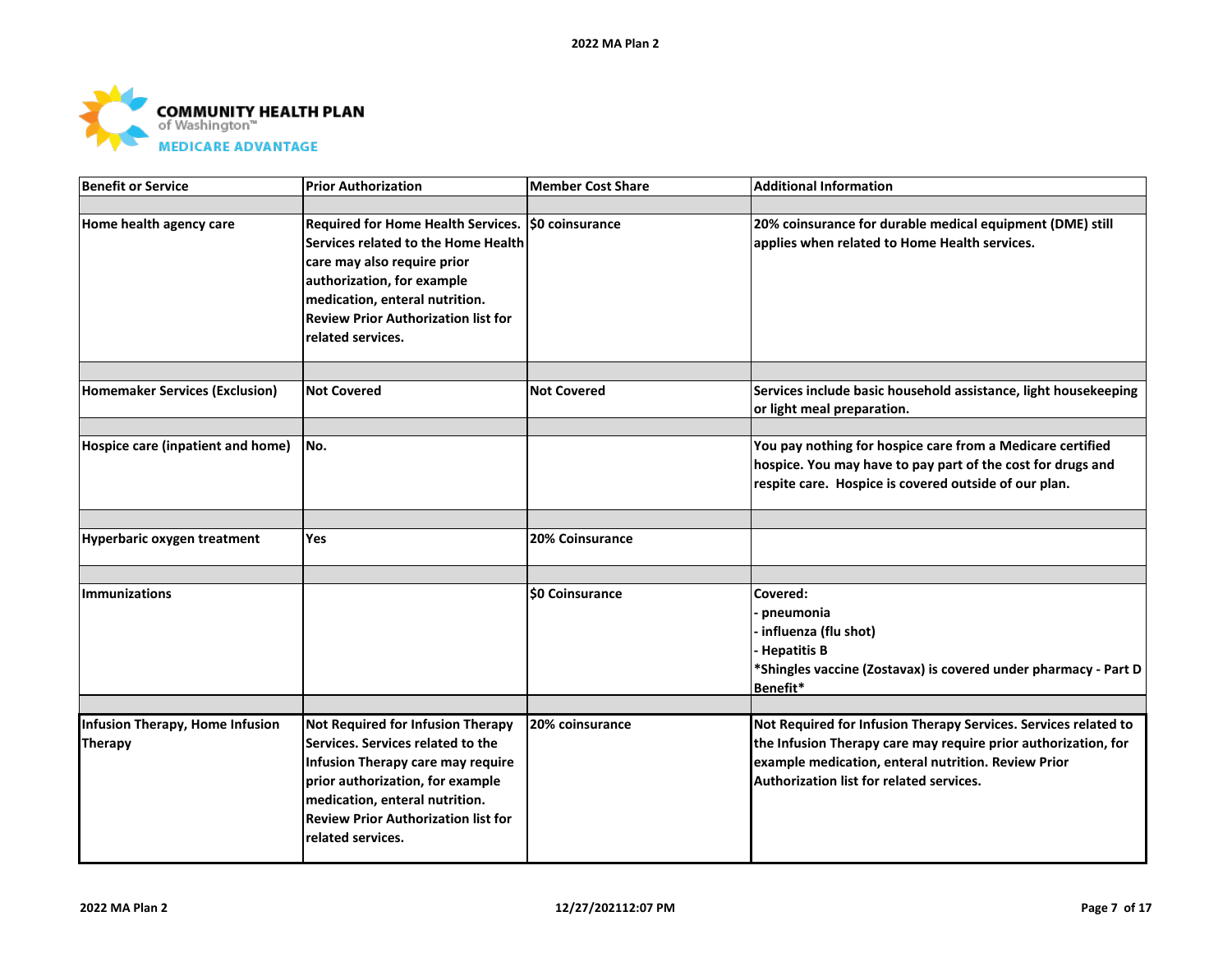| Benefit or Service | Prior Authorization | Member Cost Share | Additional Information |
|---|---|---|---|
| Home health agency care | Required for Home Health Services. Services related to the Home Health care may also require prior authorization, for example medication, enteral nutrition. Review Prior Authorization list for related services. | $0 coinsurance | 20% coinsurance for durable medical equipment (DME) still applies when related to Home Health services. |
| Homemaker Services (Exclusion) | Not Covered | Not Covered | Services include basic household assistance, light housekeeping or light meal preparation. |
| Hospice care (inpatient and home) | No. | | You pay nothing for hospice care from a Medicare certified hospice. You may have to pay part of the cost for drugs and respite care. Hospice is covered outside of our plan. |
| Hyperbaric oxygen treatment | Yes | 20% Coinsurance | |
| Immunizations | | $0 Coinsurance | Covered:<br>- pneumonia<br>- influenza (flu shot)<br>- Hepatitis B<br>*Shingles vaccine (Zostavax) is covered under pharmacy - Part D Benefit* |
| Infusion Therapy, Home Infusion Therapy | Not Required for Infusion Therapy Services. Services related to the Infusion Therapy care may require prior authorization, for example medication, enteral nutrition. Review Prior Authorization list for related services. | 20% coinsurance | Not Required for Infusion Therapy Services. Services related to the Infusion Therapy care may require prior authorization, for example medication, enteral nutrition. Review Prior Authorization list for related services. |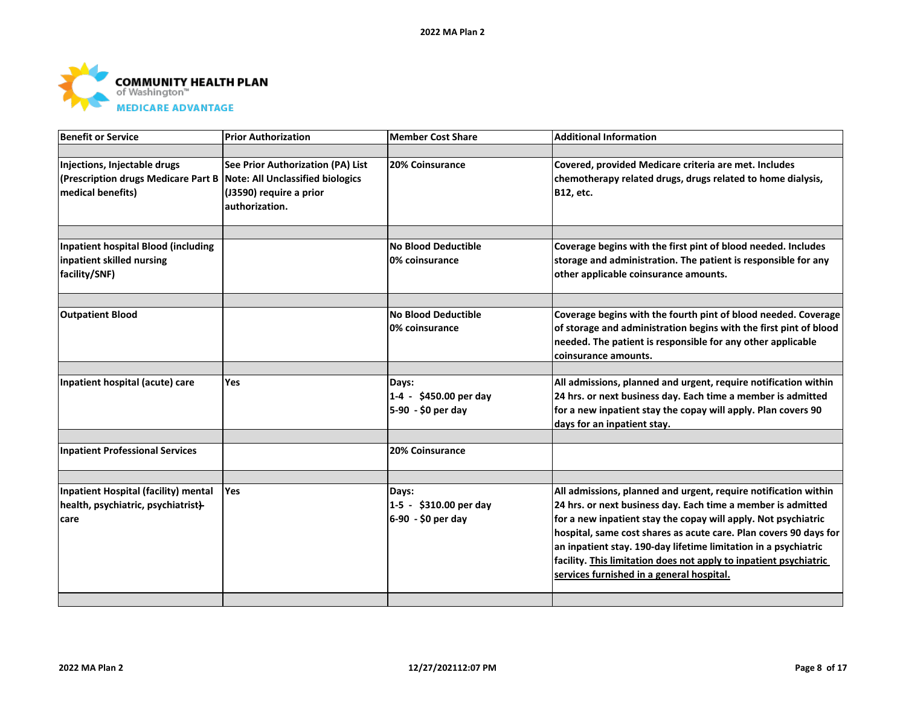COMMUNITY HEALTH PLAN of Washington™ MEDICARE ADVANTAGE

| Benefit or Service | Prior Authorization | Member Cost Share | Additional Information |
|---|---|---|---|
| | | | |
| Injections, Injectable drugs (Prescription drugs Medicare Part B medical benefits) | See Prior Authorization (PA) List Note: All Unclassified biologics (J3590) require a prior authorization. | 20% Coinsurance | Covered, provided Medicare criteria are met. Includes chemotherapy related drugs, drugs related to home dialysis, B12, etc. |
| | | | |
| Inpatient hospital Blood (including inpatient skilled nursing facility/SNF) | | No Blood Deductible<br>0% coinsurance | Coverage begins with the first pint of blood needed. Includes storage and administration. The patient is responsible for any other applicable coinsurance amounts. |
| | | | |
| Outpatient Blood | | No Blood Deductible<br>0% coinsurance | Coverage begins with the fourth pint of blood needed. Coverage of storage and administration begins with the first pint of blood needed. The patient is responsible for any other applicable coinsurance amounts. |
| | | | |
| Inpatient hospital (acute) care | Yes | Days:<br>1-4 - $450.00 per day<br>5-90 - $0 per day | All admissions, planned and urgent, require notification within 24 hrs. or next business day. Each time a member is admitted for a new inpatient stay the copay will apply. Plan covers 90 days for an inpatient stay. |
| | | | |
| Inpatient Professional Services | | 20% Coinsurance | |
| | | | |
| Inpatient Hospital (facility) mental health, psychiatric, psychiatrist care | Yes | Days:<br>1-5 - $310.00 per day<br>6-90 - $0 per day | All admissions, planned and urgent, require notification within 24 hrs. or next business day. Each time a member is admitted for a new inpatient stay the copay will apply. Not psychiatric hospital, same cost shares as acute care. Plan covers 90 days for an inpatient stay. 190-day lifetime limitation in a psychiatric facility. This limitation does not apply to inpatient psychiatric services furnished in a general hospital. |
| | | | |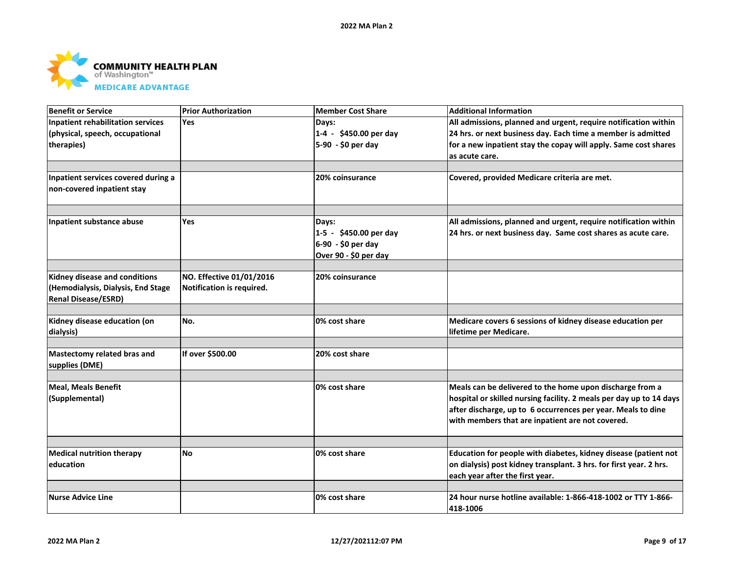**COMMUNITY HEALTH PLAN** of Washington™
**MEDICARE ADVANTAGE**

| Benefit or Service | Prior Authorization | Member Cost Share | Additional Information |
|---|---|---|---|
| Inpatient rehabilitation services (physical, speech, occupational therapies) | Yes | Days:<br>1-4 - $450.00 per day<br>5-90 - $0 per day | All admissions, planned and urgent, require notification within 24 hrs. or next business day. Each time a member is admitted for a new inpatient stay the copay will apply. Same cost shares as acute care. |
| | | | |
| Inpatient services covered during a non-covered inpatient stay | | 20% coinsurance | Covered, provided Medicare criteria are met. |
| | | | |
| Inpatient substance abuse | Yes | Days:<br>1-5 - $450.00 per day<br>6-90 - $0 per day<br>Over 90 - $0 per day | All admissions, planned and urgent, require notification within 24 hrs. or next business day. Same cost shares as acute care. |
| | | | |
| Kidney disease and conditions (Hemodialysis, Dialysis, End Stage Renal Disease/ESRD) | NO. Effective 01/01/2016 Notification is required. | 20% coinsurance | |
| | | | |
| Kidney disease education (on dialysis) | No. | 0% cost share | Medicare covers 6 sessions of kidney disease education per lifetime per Medicare. |
| | | | |
| Mastectomy related bras and supplies (DME) | If over $500.00 | 20% cost share | |
| | | | |
| Meal, Meals Benefit (Supplemental) | | 0% cost share | Meals can be delivered to the home upon discharge from a hospital or skilled nursing facility. 2 meals per day up to 14 days after discharge, up to 6 occurrences per year. Meals to dine with members that are inpatient are not covered. |
| | | | |
| Medical nutrition therapy education | No | 0% cost share | Education for people with diabetes, kidney disease (patient not on dialysis) post kidney transplant. 3 hrs. for first year. 2 hrs. each year after the first year. |
| | | | |
| Nurse Advice Line | | 0% cost share | 24 hour nurse hotline available: 1-866-418-1002 or TTY 1-866-418-1006 |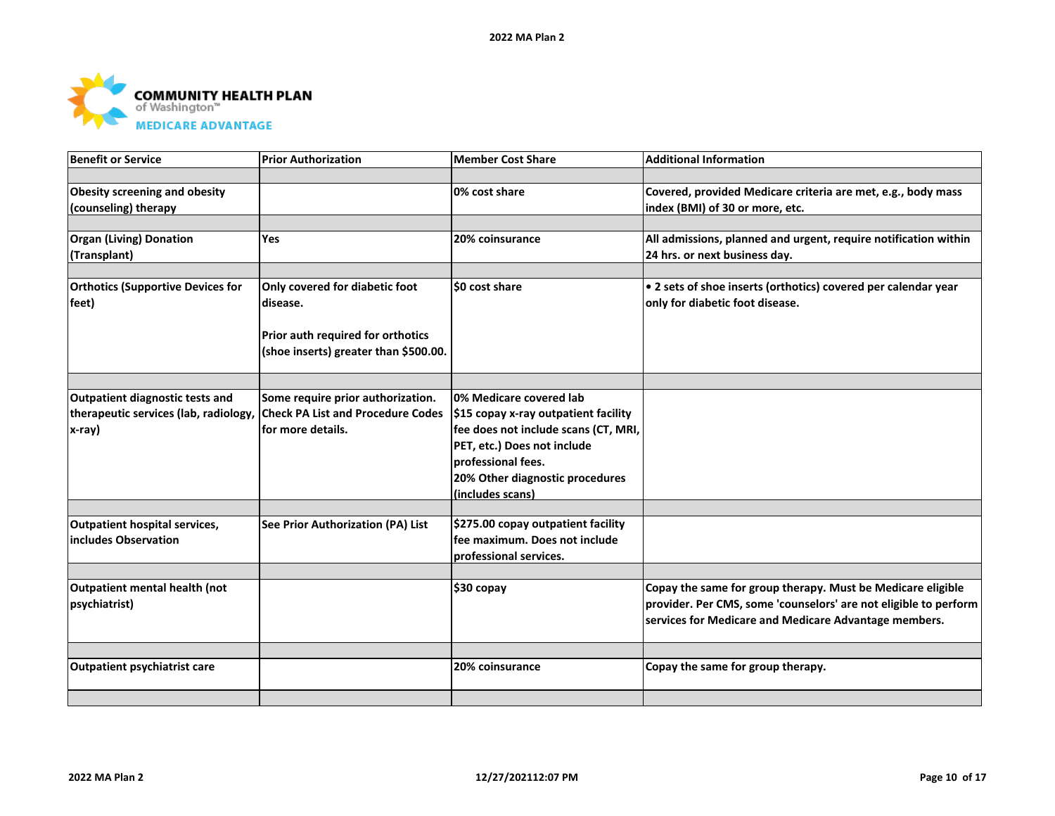COMMUNITY HEALTH PLAN of Washington™ MEDICARE ADVANTAGE

| Benefit or Service | Prior Authorization | Member Cost Share | Additional Information |
| --- | --- | --- | --- |
| | | | |
| Obesity screening and obesity (counseling) therapy | | 0% cost share | Covered, provided Medicare criteria are met, e.g., body mass index (BMI) of 30 or more, etc. |
| | | | |
| Organ (Living) Donation (Transplant) | Yes | 20% coinsurance | All admissions, planned and urgent, require notification within 24 hrs. or next business day. |
| | | | |
| Orthotics (Supportive Devices for feet) | Only covered for diabetic foot disease.<br><br>Prior auth required for orthotics (shoe inserts) greater than $500.00. | $0 cost share | • 2 sets of shoe inserts (orthotics) covered per calendar year only for diabetic foot disease. |
| | | | |
| Outpatient diagnostic tests and therapeutic services (lab, radiology, x-ray) | Some require prior authorization. Check PA List and Procedure Codes for more details. | 0% Medicare covered lab<br>$15 copay x-ray outpatient facility fee does not include scans (CT, MRI, PET, etc.) Does not include professional fees.<br>20% Other diagnostic procedures (includes scans) | |
| | | | |
| Outpatient hospital services, includes Observation | See Prior Authorization (PA) List | $275.00 copay outpatient facility fee maximum. Does not include professional services. | |
| | | | |
| Outpatient mental health (not psychiatrist) | | $30 copay | Copay the same for group therapy. Must be Medicare eligible provider. Per CMS, some 'counselors' are not eligible to perform services for Medicare and Medicare Advantage members. |
| | | | |
| Outpatient psychiatrist care | | 20% coinsurance | Copay the same for group therapy. |
| | | | |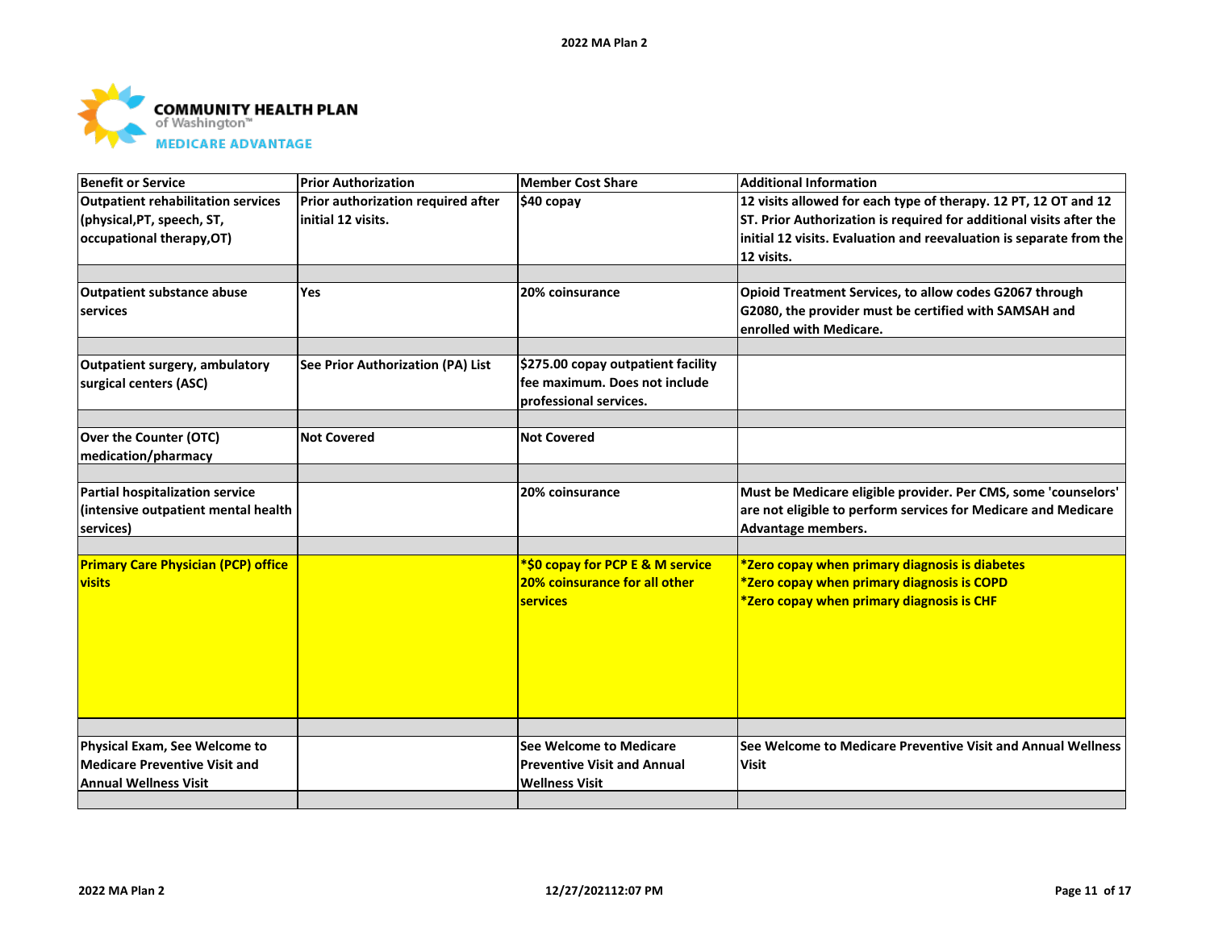**COMMUNITY HEALTH PLAN of Washington™ MEDICARE ADVANTAGE**

| Benefit or Service | Prior Authorization | Member Cost Share | Additional Information |
|---|---|---|---|
| Outpatient rehabilitation services (physical,PT, speech, ST, occupational therapy,OT) | Prior authorization required after initial 12 visits. | $40 copay | 12 visits allowed for each type of therapy. 12 PT, 12 OT and 12 ST. Prior Authorization is required for additional visits after the initial 12 visits. Evaluation and reevaluation is separate from the 12 visits. |
| | | | |
| Outpatient substance abuse services | Yes | 20% coinsurance | Opioid Treatment Services, to allow codes G2067 through G2080, the provider must be certified with SAMSAH and enrolled with Medicare. |
| | | | |
| Outpatient surgery, ambulatory surgical centers (ASC) | See Prior Authorization (PA) List | $275.00 copay outpatient facility fee maximum. Does not include professional services. | |
| | | | |
| Over the Counter (OTC) medication/pharmacy | Not Covered | Not Covered | |
| | | | |
| Partial hospitalization service (intensive outpatient mental health services) | | 20% coinsurance | Must be Medicare eligible provider. Per CMS, some 'counselors' are not eligible to perform services for Medicare and Medicare Advantage members. |
| | | | |
| Primary Care Physician (PCP) office visits | | *$0 copay for PCP E & M service<br>20% coinsurance for all other services | *Zero copay when primary diagnosis is diabetes<br>*Zero copay when primary diagnosis is COPD<br>*Zero copay when primary diagnosis is CHF |
| | | | |
| Physical Exam, See Welcome to Medicare Preventive Visit and Annual Wellness Visit | | See Welcome to Medicare Preventive Visit and Annual Wellness Visit | See Welcome to Medicare Preventive Visit and Annual Wellness Visit |
| | | | |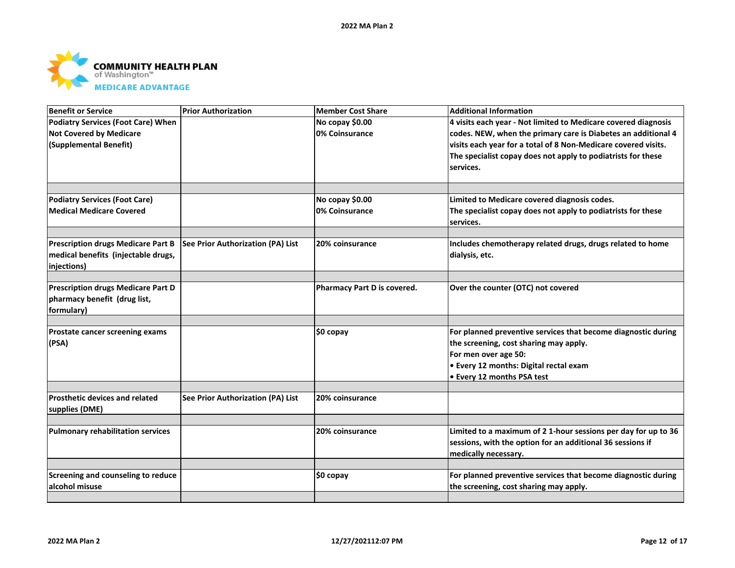COMMUNITY HEALTH PLAN of Washington™ MEDICARE ADVANTAGE

| Benefit or Service | Prior Authorization | Member Cost Share | Additional Information |
|---|---|---|---|
| Podiatry Services (Foot Care) When Not Covered by Medicare (Supplemental Benefit) | | No copay $0.00<br>0% Coinsurance | 4 visits each year - Not limited to Medicare covered diagnosis codes. NEW, when the primary care is Diabetes an additional 4 visits each year for a total of 8 Non-Medicare covered visits. The specialist copay does not apply to podiatrists for these services. |
| | | | |
| Podiatry Services (Foot Care) Medical Medicare Covered | | No copay $0.00<br>0% Coinsurance | Limited to Medicare covered diagnosis codes.<br>The specialist copay does not apply to podiatrists for these services. |
| | | | |
| Prescription drugs Medicare Part B medical benefits (injectable drugs, injections) | See Prior Authorization (PA) List | 20% coinsurance | Includes chemotherapy related drugs, drugs related to home dialysis, etc. |
| | | | |
| Prescription drugs Medicare Part D pharmacy benefit (drug list, formulary) | | Pharmacy Part D is covered. | Over the counter (OTC) not covered |
| | | | |
| Prostate cancer screening exams (PSA) | | $0 copay | For planned preventive services that become diagnostic during the screening, cost sharing may apply.<br>For men over age 50:<br>• Every 12 months: Digital rectal exam<br>• Every 12 months PSA test |
| | | | |
| Prosthetic devices and related supplies (DME) | See Prior Authorization (PA) List | 20% coinsurance | |
| | | | |
| Pulmonary rehabilitation services | | 20% coinsurance | Limited to a maximum of 2 1-hour sessions per day for up to 36 sessions, with the option for an additional 36 sessions if medically necessary. |
| | | | |
| Screening and counseling to reduce alcohol misuse | | $0 copay | For planned preventive services that become diagnostic during the screening, cost sharing may apply. |
| | | | |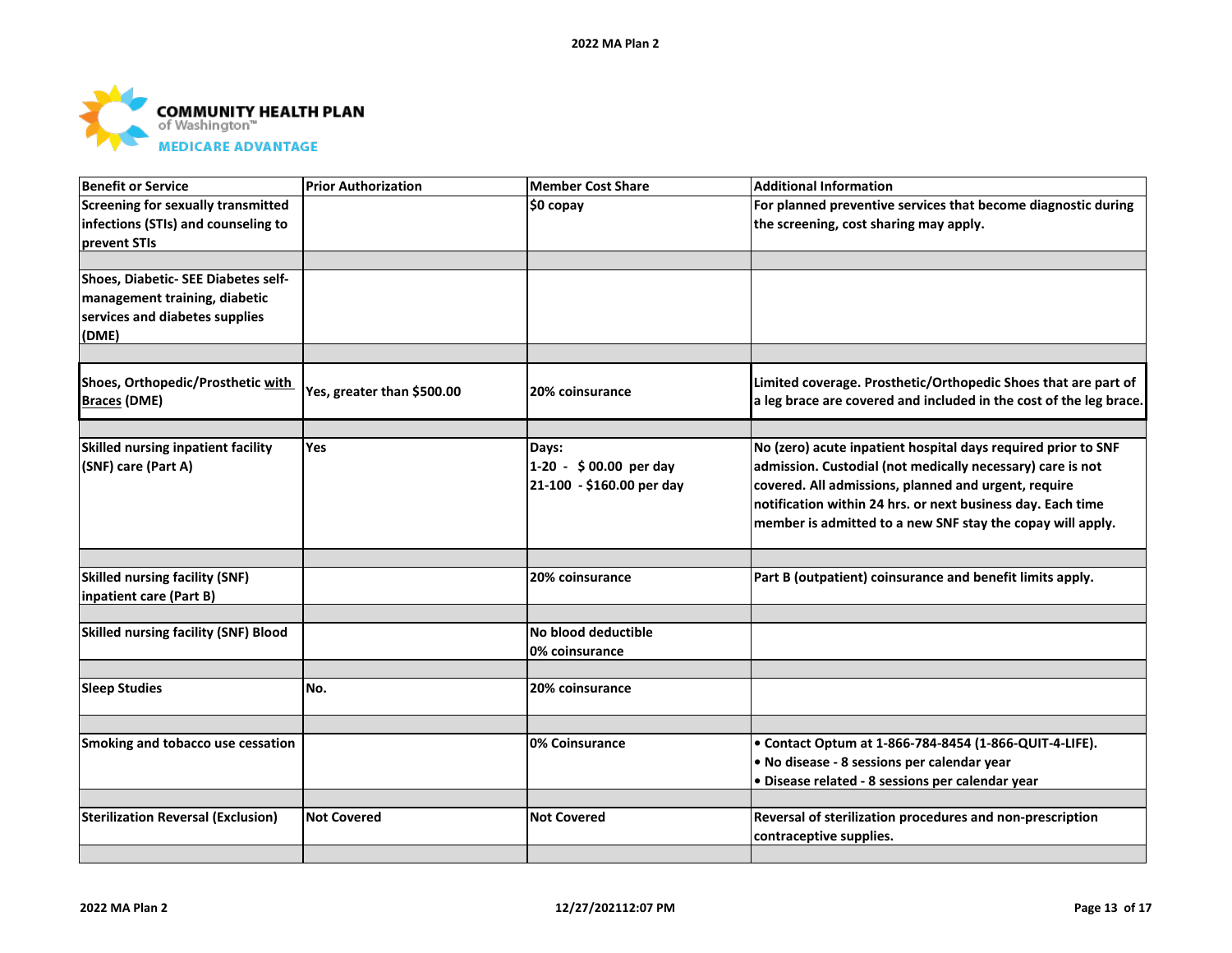**COMMUNITY HEALTH PLAN**
of Washington™
**MEDICARE ADVANTAGE**

| Benefit or Service | Prior Authorization | Member Cost Share | Additional Information |
|---|---|---|---|
| Screening for sexually transmitted infections (STIs) and counseling to prevent STIs | | $0 copay | For planned preventive services that become diagnostic during the screening, cost sharing may apply. |
| | | | |
| Shoes, Diabetic- SEE Diabetes self-management training, diabetic services and diabetes supplies (DME) | | | |
| | | | |
| Shoes, Orthopedic/Prosthetic with Braces (DME) | Yes, greater than $500.00 | 20% coinsurance | Limited coverage. Prosthetic/Orthopedic Shoes that are part of a leg brace are covered and included in the cost of the leg brace. |
| | | | |
| Skilled nursing inpatient facility (SNF) care (Part A) | Yes | Days:<br>1-20 - $ 00.00 per day<br>21-100 - $160.00 per day | No (zero) acute inpatient hospital days required prior to SNF admission. Custodial (not medically necessary) care is not covered. All admissions, planned and urgent, require notification within 24 hrs. or next business day. Each time member is admitted to a new SNF stay the copay will apply. |
| | | | |
| Skilled nursing facility (SNF) inpatient care (Part B) | | 20% coinsurance | Part B (outpatient) coinsurance and benefit limits apply. |
| | | | |
| Skilled nursing facility (SNF) Blood | | No blood deductible<br>0% coinsurance | |
| | | | |
| Sleep Studies | No. | 20% coinsurance | |
| | | | |
| Smoking and tobacco use cessation | | 0% Coinsurance | • Contact Optum at 1-866-784-8454 (1-866-QUIT-4-LIFE).<br>• No disease - 8 sessions per calendar year<br>• Disease related - 8 sessions per calendar year |
| | | | |
| Sterilization Reversal (Exclusion) | Not Covered | Not Covered | Reversal of sterilization procedures and non-prescription contraceptive supplies. |
| | | | |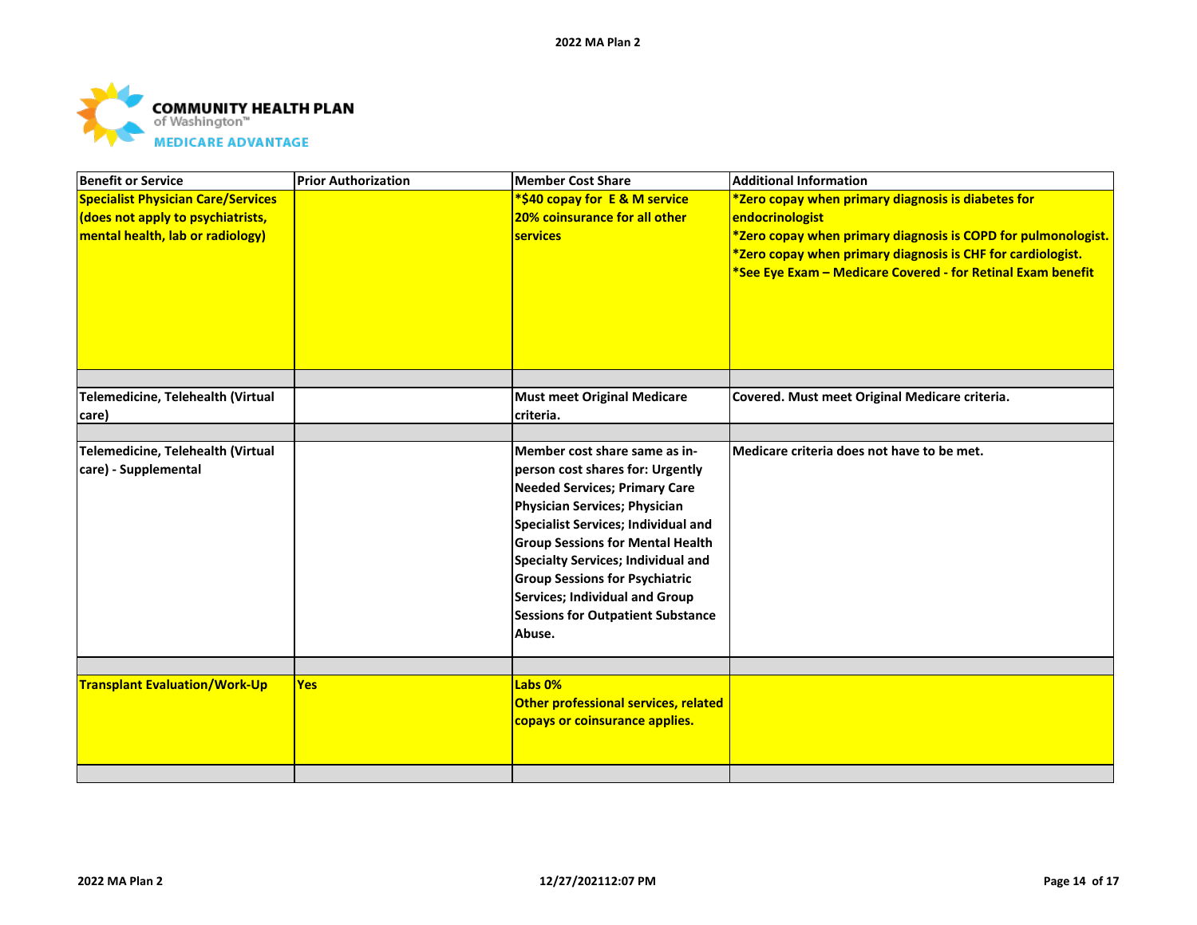| Benefit or Service | Prior Authorization | Member Cost Share | Additional Information |
|---|---|---|---|
| Specialist Physician Care/Services (does not apply to psychiatrists, mental health, lab or radiology) | | *$40 copay for E & M service<br>20% coinsurance for all other services | *Zero copay when primary diagnosis is diabetes for endocrinologist<br>*Zero copay when primary diagnosis is COPD for pulmonologist.<br>*Zero copay when primary diagnosis is CHF for cardiologist.<br>*See Eye Exam – Medicare Covered - for Retinal Exam benefit |
| | | | |
| Telemedicine, Telehealth (Virtual care) | | Must meet Original Medicare criteria. | Covered. Must meet Original Medicare criteria. |
| | | | |
| Telemedicine, Telehealth (Virtual care) - Supplemental | | Member cost share same as in-person cost shares for: Urgently Needed Services; Primary Care Physician Services; Physician Specialist Services; Individual and Group Sessions for Mental Health Specialty Services; Individual and Group Sessions for Psychiatric Services; Individual and Group Sessions for Outpatient Substance Abuse. | Medicare criteria does not have to be met. |
| | | | |
| Transplant Evaluation/Work-Up | Yes | Labs 0%<br>Other professional services, related copays or coinsurance applies. | |
| | | | |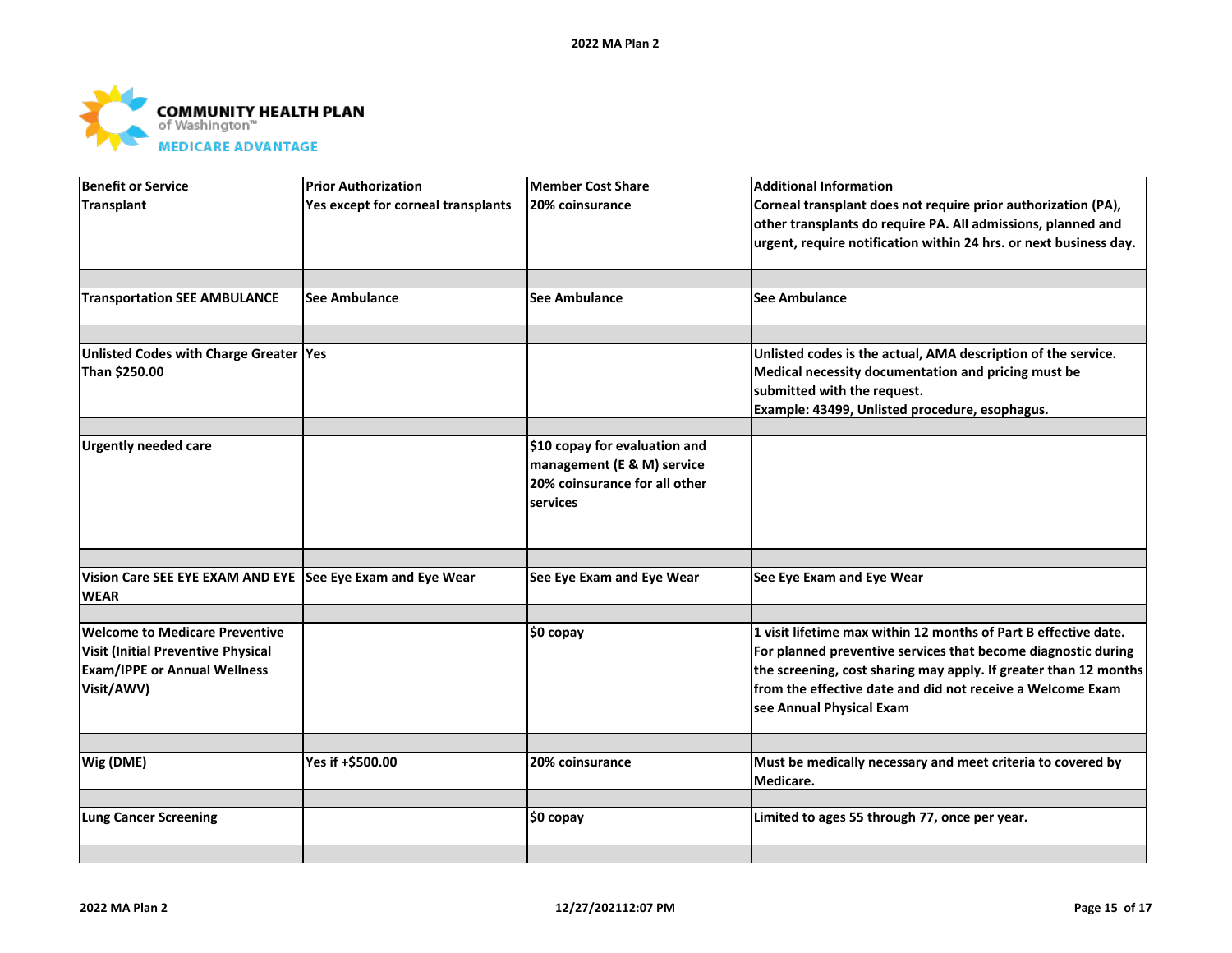| Benefit or Service | Prior Authorization | Member Cost Share | Additional Information |
| --- | --- | --- | --- |
| Transplant | Yes except for corneal transplants | 20% coinsurance | Corneal transplant does not require prior authorization (PA), other transplants do require PA. All admissions, planned and urgent, require notification within 24 hrs. or next business day. |
| | | | |
| Transportation SEE AMBULANCE | See Ambulance | See Ambulance | See Ambulance |
| | | | |
| Unlisted Codes with Charge Greater Than $250.00 | Yes | | Unlisted codes is the actual, AMA description of the service. Medical necessity documentation and pricing must be submitted with the request.<br>Example: 43499, Unlisted procedure, esophagus. |
| | | | |
| Urgently needed care | | $10 copay for evaluation and management (E & M) service<br>20% coinsurance for all other services | |
| | | | |
| Vision Care SEE EYE EXAM AND EYE WEAR | See Eye Exam and Eye Wear | See Eye Exam and Eye Wear | See Eye Exam and Eye Wear |
| | | | |
| Welcome to Medicare Preventive Visit (Initial Preventive Physical Exam/IPPE or Annual Wellness Visit/AWV) | | $0 copay | 1 visit lifetime max within 12 months of Part B effective date. For planned preventive services that become diagnostic during the screening, cost sharing may apply. If greater than 12 months from the effective date and did not receive a Welcome Exam see Annual Physical Exam |
| | | | |
| Wig (DME) | Yes if +$500.00 | 20% coinsurance | Must be medically necessary and meet criteria to covered by Medicare. |
| | | | |
| Lung Cancer Screening | | $0 copay | Limited to ages 55 through 77, once per year. |
| | | | |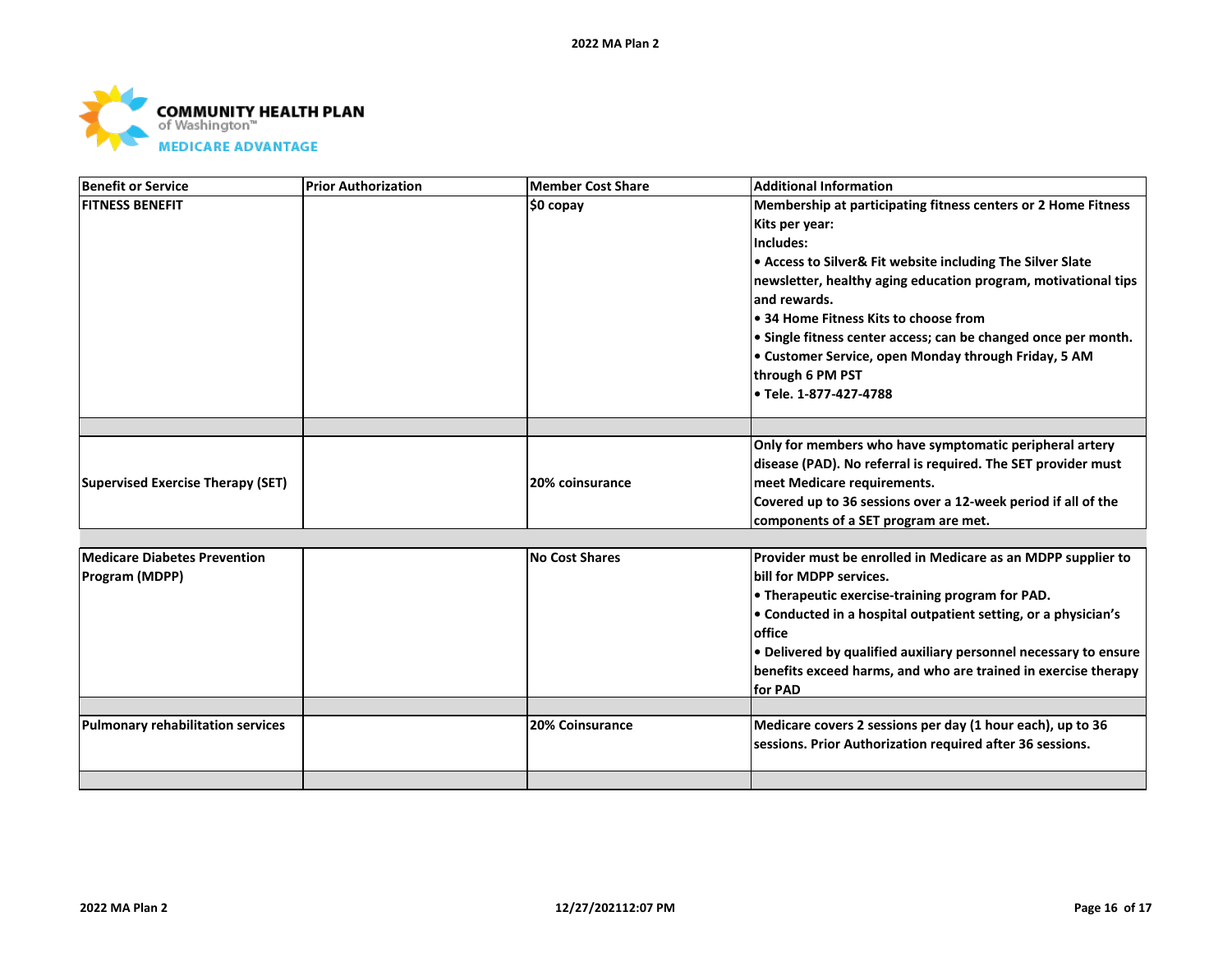COMMUNITY HEALTH PLAN of Washington™ MEDICARE ADVANTAGE

| Benefit or Service | Prior Authorization | Member Cost Share | Additional Information |
|---|---|---|---|
| FITNESS BENEFIT | | $0 copay | Membership at participating fitness centers or 2 Home Fitness Kits per year:<br>Includes:<br>• Access to Silver& Fit website including The Silver Slate newsletter, healthy aging education program, motivational tips and rewards.<br>• 34 Home Fitness Kits to choose from<br>• Single fitness center access; can be changed once per month.<br>• Customer Service, open Monday through Friday, 5 AM through 6 PM PST<br>• Tele. 1-877-427-4788 |
| | | | |
| Supervised Exercise Therapy (SET) | | 20% coinsurance | Only for members who have symptomatic peripheral artery disease (PAD). No referral is required. The SET provider must meet Medicare requirements.<br>Covered up to 36 sessions over a 12-week period if all of the components of a SET program are met. |
| | | | |
| Medicare Diabetes Prevention Program (MDPP) | | No Cost Shares | Provider must be enrolled in Medicare as an MDPP supplier to bill for MDPP services.<br>• Therapeutic exercise-training program for PAD.<br>• Conducted in a hospital outpatient setting, or a physician's office<br>• Delivered by qualified auxiliary personnel necessary to ensure benefits exceed harms, and who are trained in exercise therapy for PAD |
| | | | |
| Pulmonary rehabilitation services | | 20% Coinsurance | Medicare covers 2 sessions per day (1 hour each), up to 36 sessions. Prior Authorization required after 36 sessions. |
| | | | |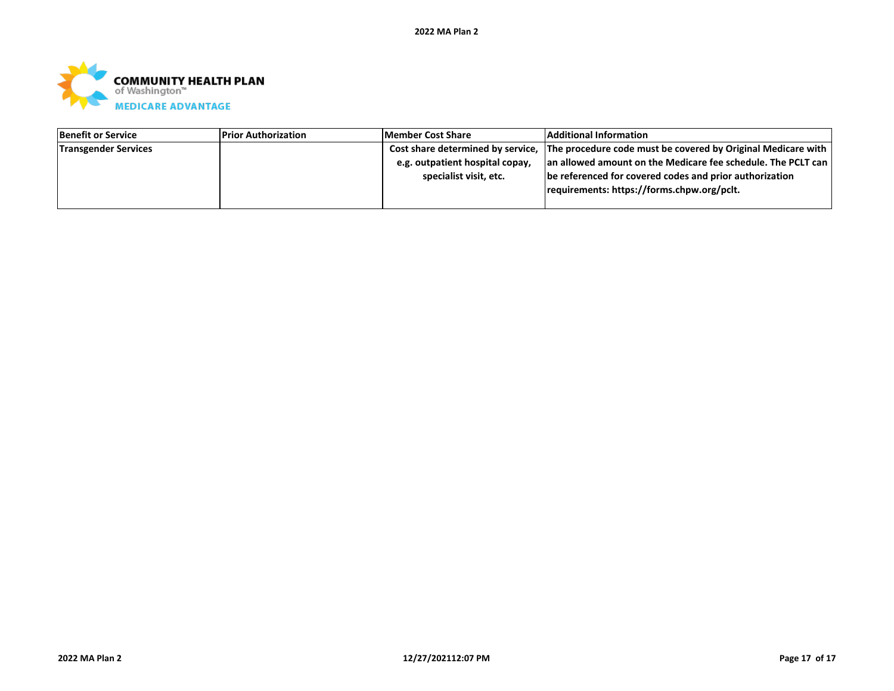| Benefit or Service | Prior Authorization | Member Cost Share | Additional Information |
| --- | --- | --- | --- |
| **Transgender Services** | | **Cost share determined by service, e.g. outpatient hospital copay, specialist visit, etc.** | **The procedure code must be covered by Original Medicare with an allowed amount on the Medicare fee schedule. The PCLT can be referenced for covered codes and prior authorization requirements: https://forms.chpw.org/pclt.** |